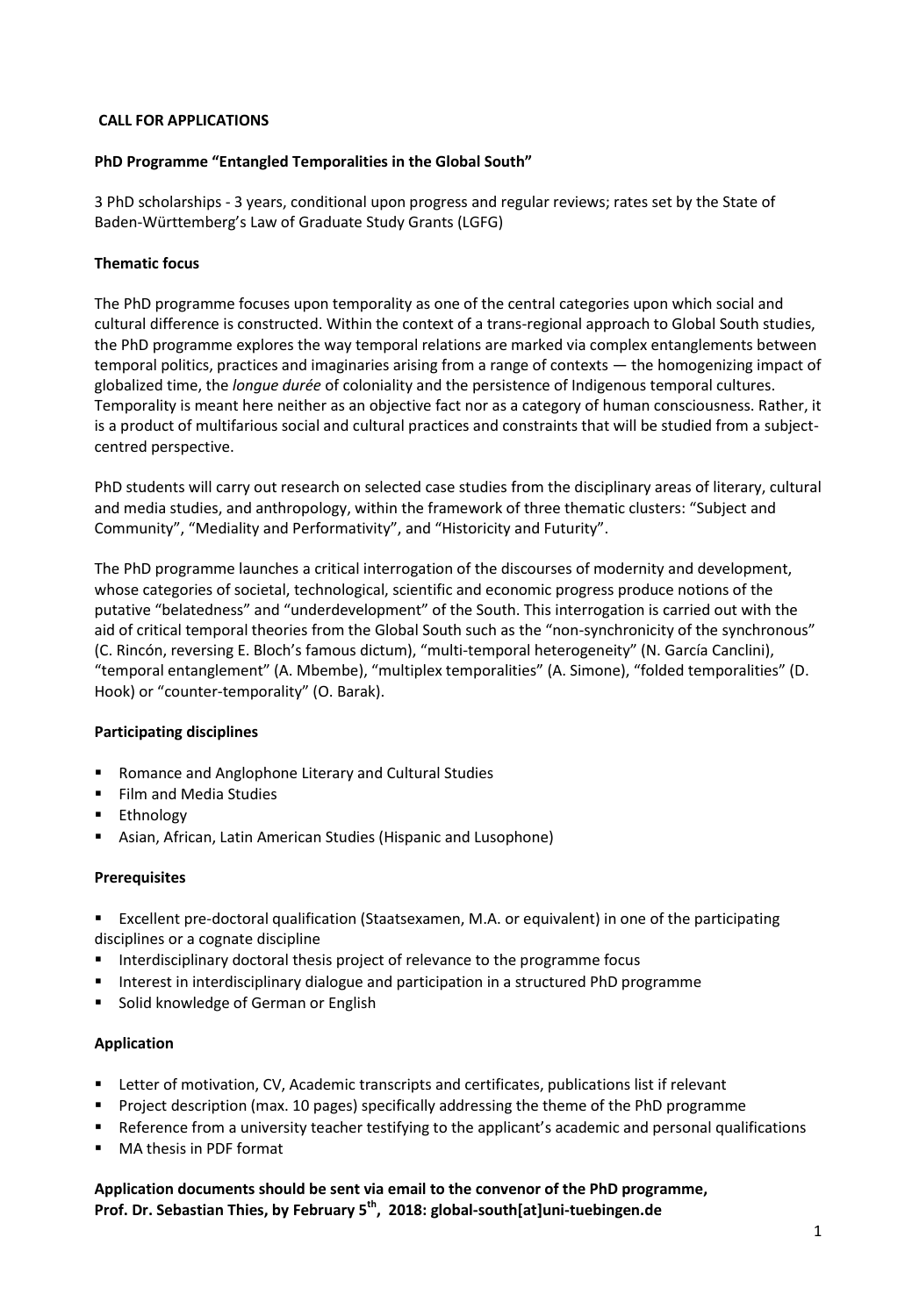## CALL FOR APPLICATIONS

### PhD Programme "Entangled Temporalities in the Global South"

3 PhD scholarships - 3 years, conditional upon progress and regular reviews; rates set by the State of Baden-Württemberg's Law of Graduate Study Grants (LGFG)

### Thematic focus

The PhD programme focuses upon temporality as one of the central categories upon which social and cultural difference is constructed. Within the context of a trans-regional approach to Global South studies, the PhD programme explores the way temporal relations are marked via complex entanglements between temporal politics, practices and imaginaries arising from a range of contexts — the homogenizing impact of globalized time, the *longue durée* of coloniality and the persistence of Indigenous temporal cultures. Temporality is meant here neither as an objective fact nor as a category of human consciousness. Rather, it is a product of multifarious social and cultural practices and constraints that will be studied from a subject-centred perspective.

PhD students will carry out research on selected case studies from the disciplinary areas of literary, cultural and media studies, and anthropology, within the framework of three thematic clusters: "Subject and Community", "Mediality and Performativity", and "Historicity and Futurity".

The PhD programme launches a critical interrogation of the discourses of modernity and development, whose categories of societal, technological, scientific and economic progress produce notions of the putative "belatedness" and "underdevelopment" of the South. This interrogation is carried out with the aid of critical temporal theories from the Global South such as the "non-synchronicity of the synchronous" (C. Rincón, reversing E. Bloch's famous dictum), "multi-temporal heterogeneity" (N. García Canclini), "temporal entanglement" (A. Mbembe), "multiplex temporalities" (A. Simone), "folded temporalities" (D. Hook) or "counter-temporality" (O. Barak).

### Participating disciplines

- Romance and Anglophone Literary and Cultural Studies
- Film and Media Studies
- Ethnology
- Asian, African, Latin American Studies (Hispanic and Lusophone)

### Prerequisites

- Excellent pre-doctoral qualification (Staatsexamen, M.A. or equivalent) in one of the participating disciplines or a cognate discipline
- Interdisciplinary doctoral thesis project of relevance to the programme focus
- Interest in interdisciplinary dialogue and participation in a structured PhD programme
- Solid knowledge of German or English

### Application

- Letter of motivation, CV, Academic transcripts and certificates, publications list if relevant
- Project description (max. 10 pages) specifically addressing the theme of the PhD programme
- Reference from a university teacher testifying to the applicant's academic and personal qualifications
- MA thesis in PDF format

**Application documents should be sent via email to the convenor of the PhD programme, Prof. Dr. Sebastian Thies, by February 5th, 2018: global-south[at]uni-tuebingen.de**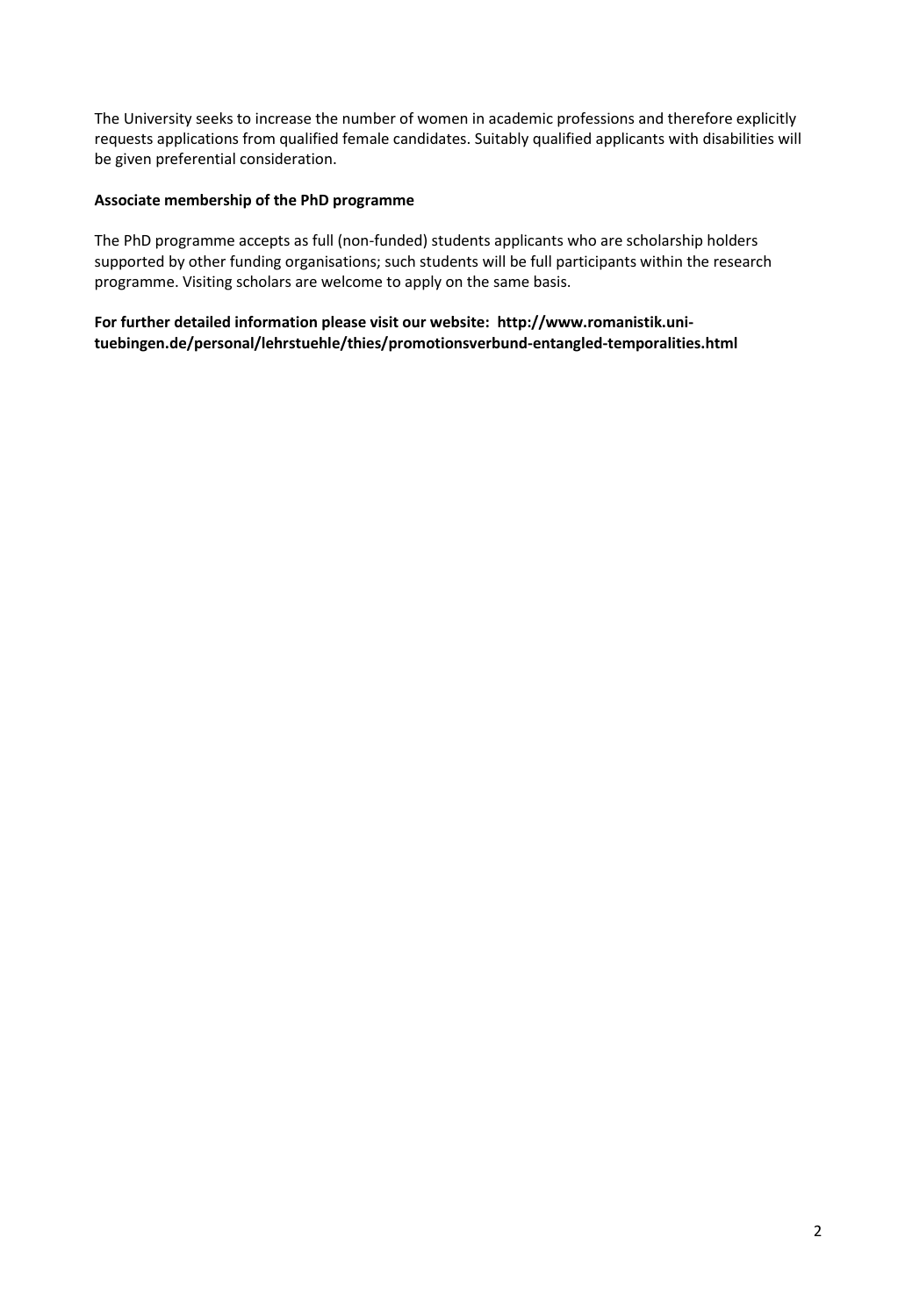The University seeks to increase the number of women in academic professions and therefore explicitly requests applications from qualified female candidates. Suitably qualified applicants with disabilities will be given preferential consideration.

**Associate membership of the PhD programme**

The PhD programme accepts as full (non-funded) students applicants who are scholarship holders supported by other funding organisations; such students will be full participants within the research programme. Visiting scholars are welcome to apply on the same basis.

**For further detailed information please visit our website: http://www.romanistik.uni-tuebingen.de/personal/lehrstuehle/thies/promotionsverbund-entangled-temporalities.html**